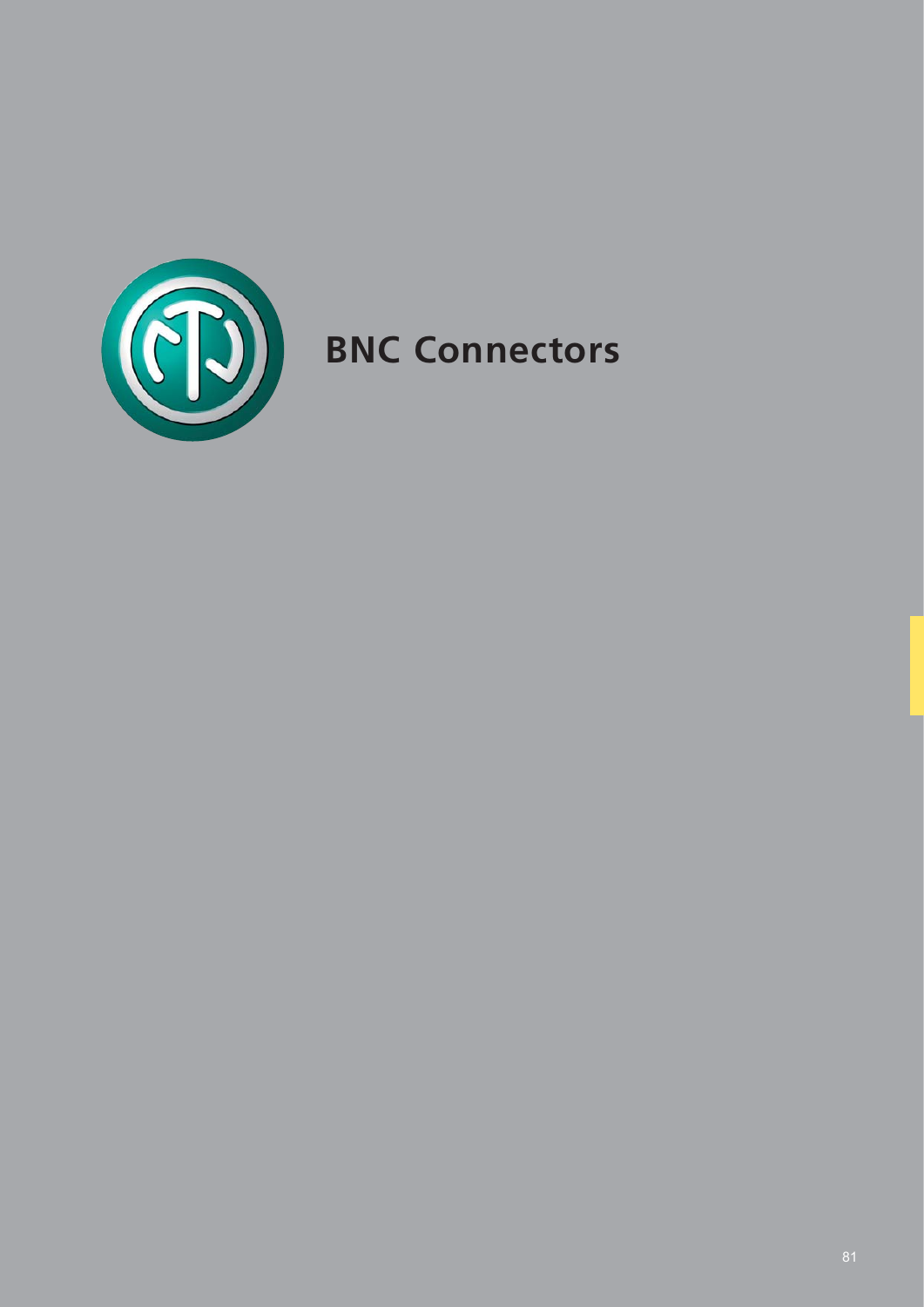# BNC Connectors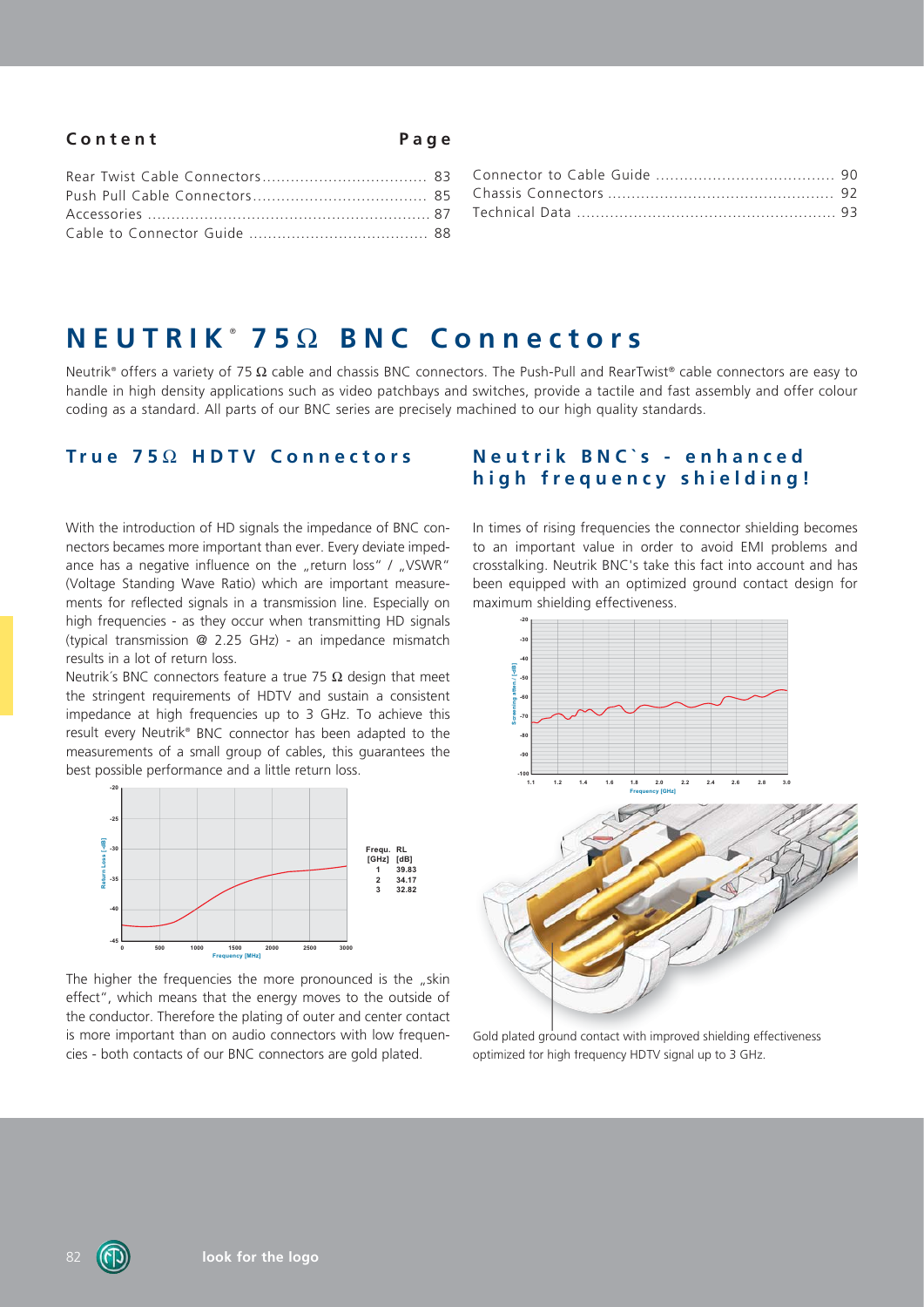## Content

| Content | Page |
|---|---|
| Rear Twist Cable Connectors | 83 |
| Push Pull Cable Connectors | 85 |
| Accessories | 87 |
| Cable to Connector Guide | 88 |
| Connector to Cable Guide | 90 |
| Chassis Connectors | 92 |
| Technical Data | 93 |

# NEUTRIK® 75Ω BNC Connectors

Neutrik® offers a variety of 75 Ω cable and chassis BNC connectors. The Push-Pull and RearTwist® cable connectors are easy to handle in high density applications such as video patchbays and switches, provide a tactile and fast assembly and offer colour coding as a standard. All parts of our BNC series are precisely machined to our high quality standards.

## True 75Ω HDTV Connectors

With the introduction of HD signals the impedance of BNC connectors becames more important than ever. Every deviate impedance has a negative influence on the „return loss" / „VSWR" (Voltage Standing Wave Ratio) which are important measurements for reflected signals in a transmission line. Especially on high frequencies - as they occur when transmitting HD signals (typical transmission @ 2.25 GHz) - an impedance mismatch results in a lot of return loss.

Neutrik´s BNC connectors feature a true 75 Ω design that meet the stringent requirements of HDTV and sustain a consistent impedance at high frequencies up to 3 GHz. To achieve this result every Neutrik® BNC connector has been adapted to the measurements of a small group of cables, this guarantees the best possible performance and a little return loss.

| Frequ. [GHz] | RL [dB] |
|---|---|
| 1 | 39.83 |
| 2 | 34.17 |
| 3 | 32.82 |

The higher the frequencies the more pronounced is the „skin effect", which means that the energy moves to the outside of the conductor. Therefore the plating of outer and center contact is more important than on audio connectors with low frequencies - both contacts of our BNC connectors are gold plated.

## Neutrik BNC`s - enhanced high frequency shielding!

In times of rising frequencies the connector shielding becomes to an important value in order to avoid EMI problems and crosstalking. Neutrik BNC's take this fact into account and has been equipped with an optimized ground contact design for maximum shielding effectiveness.

Gold plated ground contact with improved shielding effectiveness optimized for high frequency HDTV signal up to 3 GHz.

look for the logo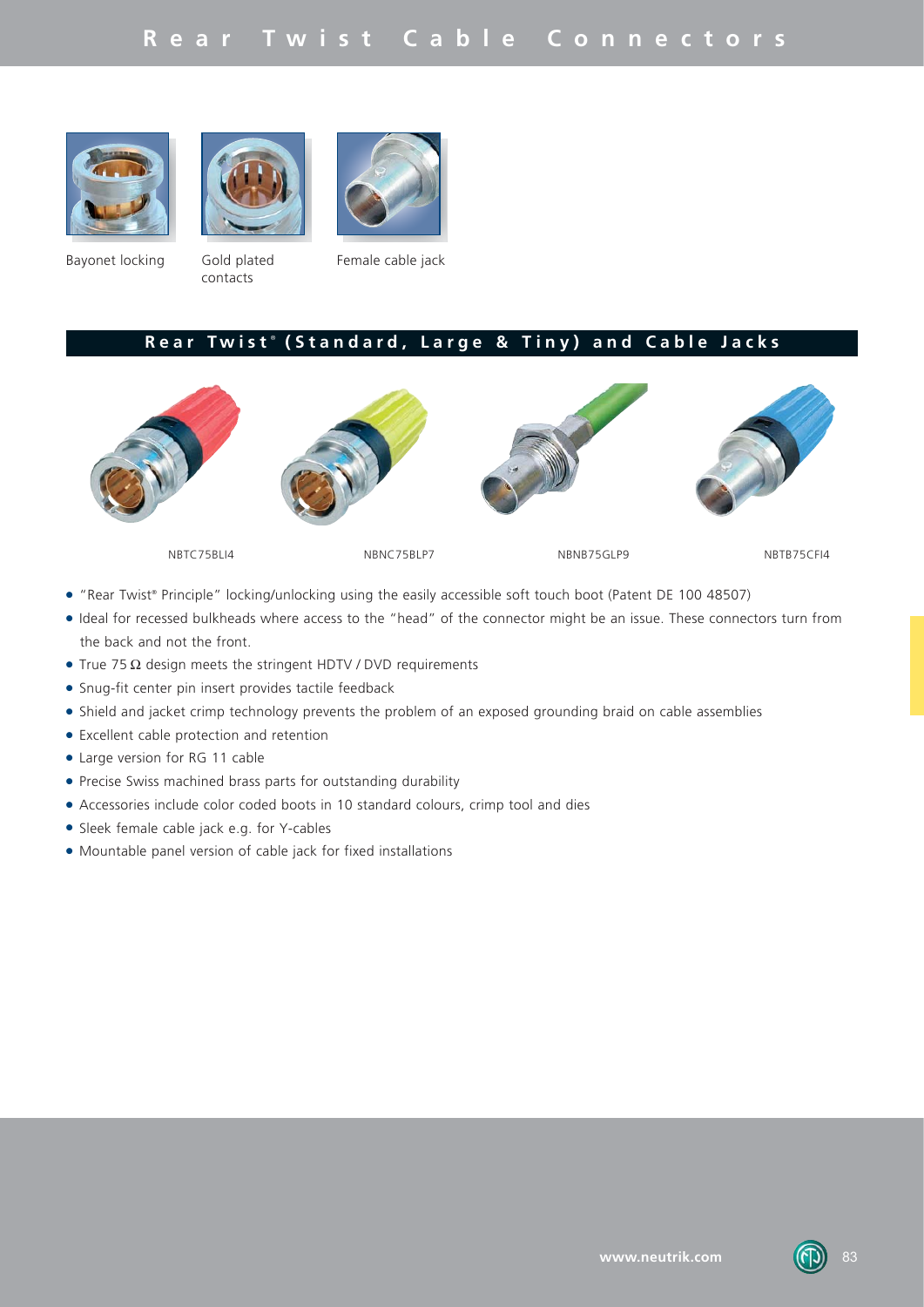# Rear Twist Cable Connectors

Bayonet locking

Gold plated contacts

Female cable jack

## Rear Twist® (Standard, Large & Tiny) and Cable Jacks

NBTC75BLI4

NBNC75BLP7

NBNB75GLP9

NBTB75CFI4

- "Rear Twist® Principle" locking/unlocking using the easily accessible soft touch boot (Patent DE 100 48507)
- Ideal for recessed bulkheads where access to the "head" of the connector might be an issue. These connectors turn from the back and not the front.
- True 75 Ω design meets the stringent HDTV / DVD requirements
- Snug-fit center pin insert provides tactile feedback
- Shield and jacket crimp technology prevents the problem of an exposed grounding braid on cable assemblies
- Excellent cable protection and retention
- Large version for RG 11 cable
- Precise Swiss machined brass parts for outstanding durability
- Accessories include color coded boots in 10 standard colours, crimp tool and dies
- Sleek female cable jack e.g. for Y-cables
- Mountable panel version of cable jack for fixed installations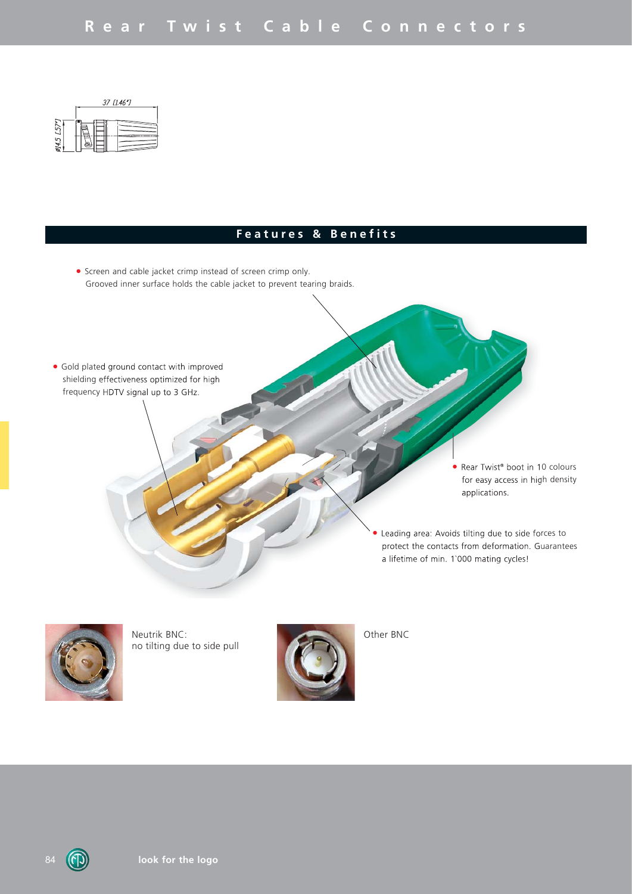## Features & Benefits

- Screen and cable jacket crimp instead of screen crimp only. Grooved inner surface holds the cable jacket to prevent tearing braids.
- Gold plated ground contact with improved shielding effectiveness optimized for high frequency HDTV signal up to 3 GHz.
- Rear Twist® boot in 10 colours for easy access in high density applications.
- Leading area: Avoids tilting due to side forces to protect the contacts from deformation. Guarantees a lifetime of min. 1`000 mating cycles!

Neutrik BNC:
no tilting due to side pull

Other BNC

look for the logo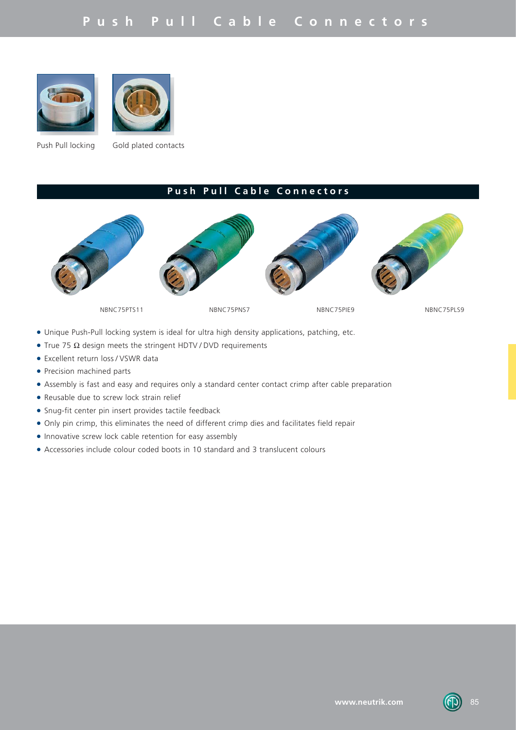# Push Pull Cable Connectors

Push Pull locking

Gold plated contacts

## Push Pull Cable Connectors

NBNC75PTS11

NBNC75PNS7

NBNC75PIE9

NBNC75PLS9

- Unique Push-Pull locking system is ideal for ultra high density applications, patching, etc.
- True 75 Ω design meets the stringent HDTV / DVD requirements
- Excellent return loss / VSWR data
- Precision machined parts
- Assembly is fast and easy and requires only a standard center contact crimp after cable preparation
- Reusable due to screw lock strain relief
- Snug-fit center pin insert provides tactile feedback
- Only pin crimp, this eliminates the need of different crimp dies and facilitates field repair
- Innovative screw lock cable retention for easy assembly
- Accessories include colour coded boots in 10 standard and 3 translucent colours

www.neutrik.com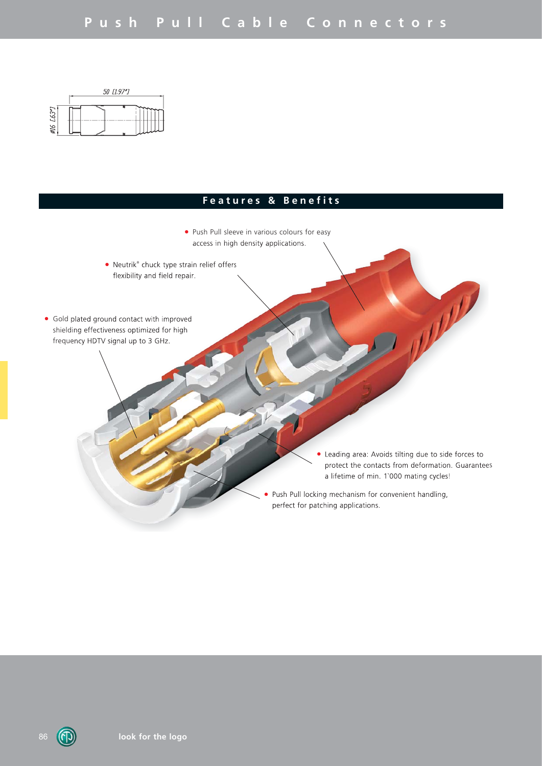50 [1.97"]

ø16 [.63"]

## Features & Benefits

- Push Pull sleeve in various colours for easy access in high density applications.
- Neutrik® chuck type strain relief offers flexibility and field repair.
- Gold plated ground contact with improved shielding effectiveness optimized for high frequency HDTV signal up to 3 GHz.
- Leading area: Avoids tilting due to side forces to protect the contacts from deformation. Guarantees a lifetime of min. 1`000 mating cycles!
- Push Pull locking mechanism for convenient handling, perfect for patching applications.

**look for the logo**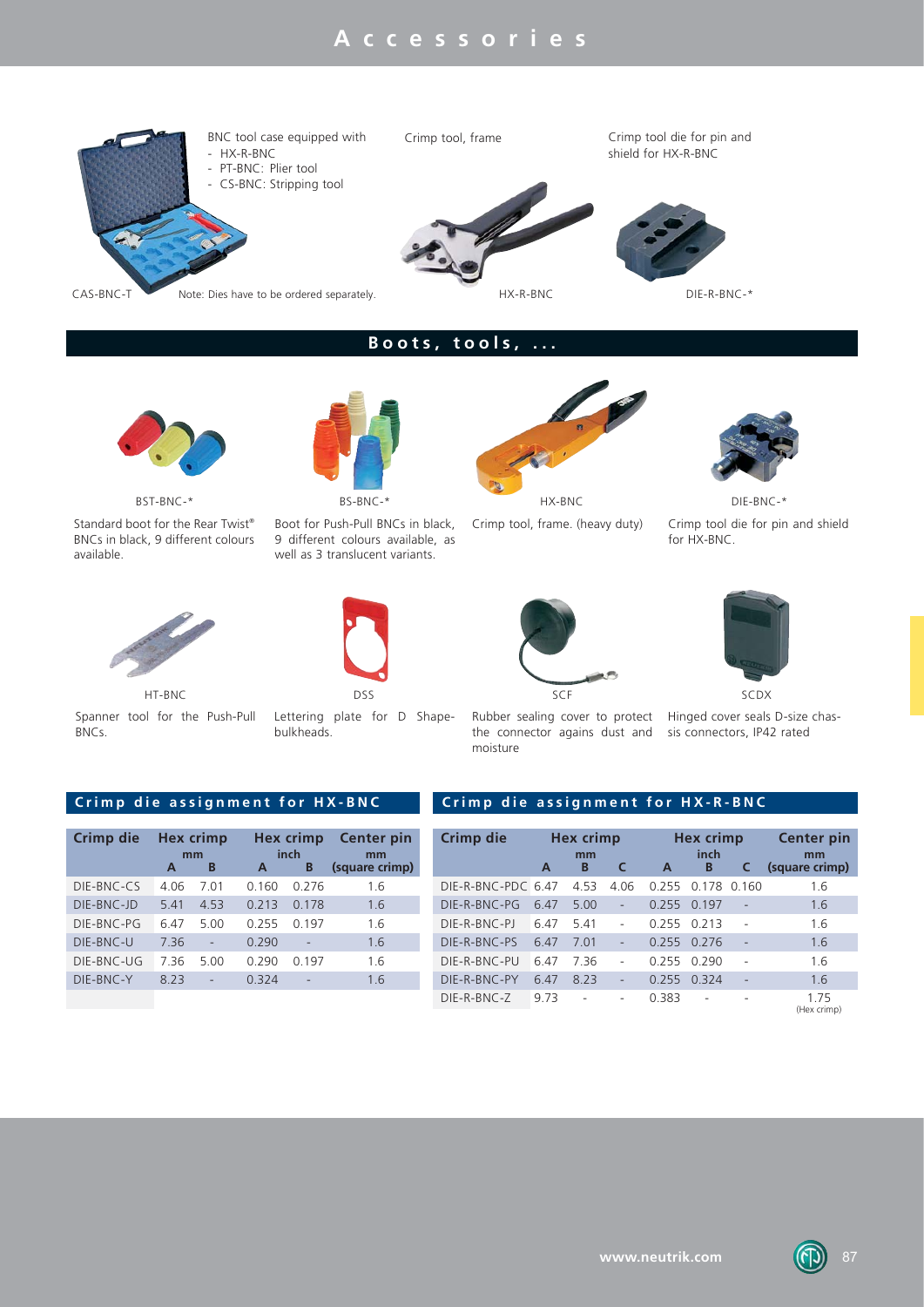# Accessories

BNC tool case equipped with
- HX-R-BNC
- PT-BNC: Plier tool
- CS-BNC: Stripping tool

CAS-BNC-T

Note: Dies have to be ordered separately.

Crimp tool, frame

HX-R-BNC

Crimp tool die for pin and shield for HX-R-BNC

DIE-R-BNC-*

## Boots, tools, ...

BST-BNC-*

Standard boot for the Rear Twist® BNCs in black, 9 different colours available.

BS-BNC-*

Boot for Push-Pull BNCs in black, 9 different colours available, as well as 3 translucent variants.

HX-BNC

Crimp tool, frame. (heavy duty)

DIE-BNC-*

Crimp tool die for pin and shield for HX-BNC.

HT-BNC

Spanner tool for the Push-Pull BNCs.

DSS

Lettering plate for D Shape-bulkheads.

SCF

Rubber sealing cover to protect the connector agains dust and moisture

SCDX

Hinged cover seals D-size chassis connectors, IP42 rated

### Crimp die assignment for HX-BNC

| Crimp die | Hex crimp mm | | Hex crimp inch | | Center pin mm |
|---|---|---|---|---|---|
| | A | B | A | B | (square crimp) |
| DIE-BNC-CS | 4.06 | 7.01 | 0.160 | 0.276 | 1.6 |
| DIE-BNC-JD | 5.41 | 4.53 | 0.213 | 0.178 | 1.6 |
| DIE-BNC-PG | 6.47 | 5.00 | 0.255 | 0.197 | 1.6 |
| DIE-BNC-U | 7.36 | - | 0.290 | - | 1.6 |
| DIE-BNC-UG | 7.36 | 5.00 | 0.290 | 0.197 | 1.6 |
| DIE-BNC-Y | 8.23 | - | 0.324 | - | 1.6 |

### Crimp die assignment for HX-R-BNC

| Crimp die | Hex crimp mm | | | Hex crimp inch | | | Center pin mm |
|---|---|---|---|---|---|---|---|
| | A | B | C | A | B | C | (square crimp) |
| DIE-R-BNC-PDC | 6.47 | 4.53 | 4.06 | 0.255 | 0.178 | 0.160 | 1.6 |
| DIE-R-BNC-PG | 6.47 | 5.00 | - | 0.255 | 0.197 | - | 1.6 |
| DIE-R-BNC-PJ | 6.47 | 5.41 | - | 0.255 | 0.213 | - | 1.6 |
| DIE-R-BNC-PS | 6.47 | 7.01 | - | 0.255 | 0.276 | - | 1.6 |
| DIE-R-BNC-PU | 6.47 | 7.36 | - | 0.255 | 0.290 | - | 1.6 |
| DIE-R-BNC-PY | 6.47 | 8.23 | - | 0.255 | 0.324 | - | 1.6 |
| DIE-R-BNC-Z | 9.73 | - | - | 0.383 | - | - | 1.75 (Hex crimp) |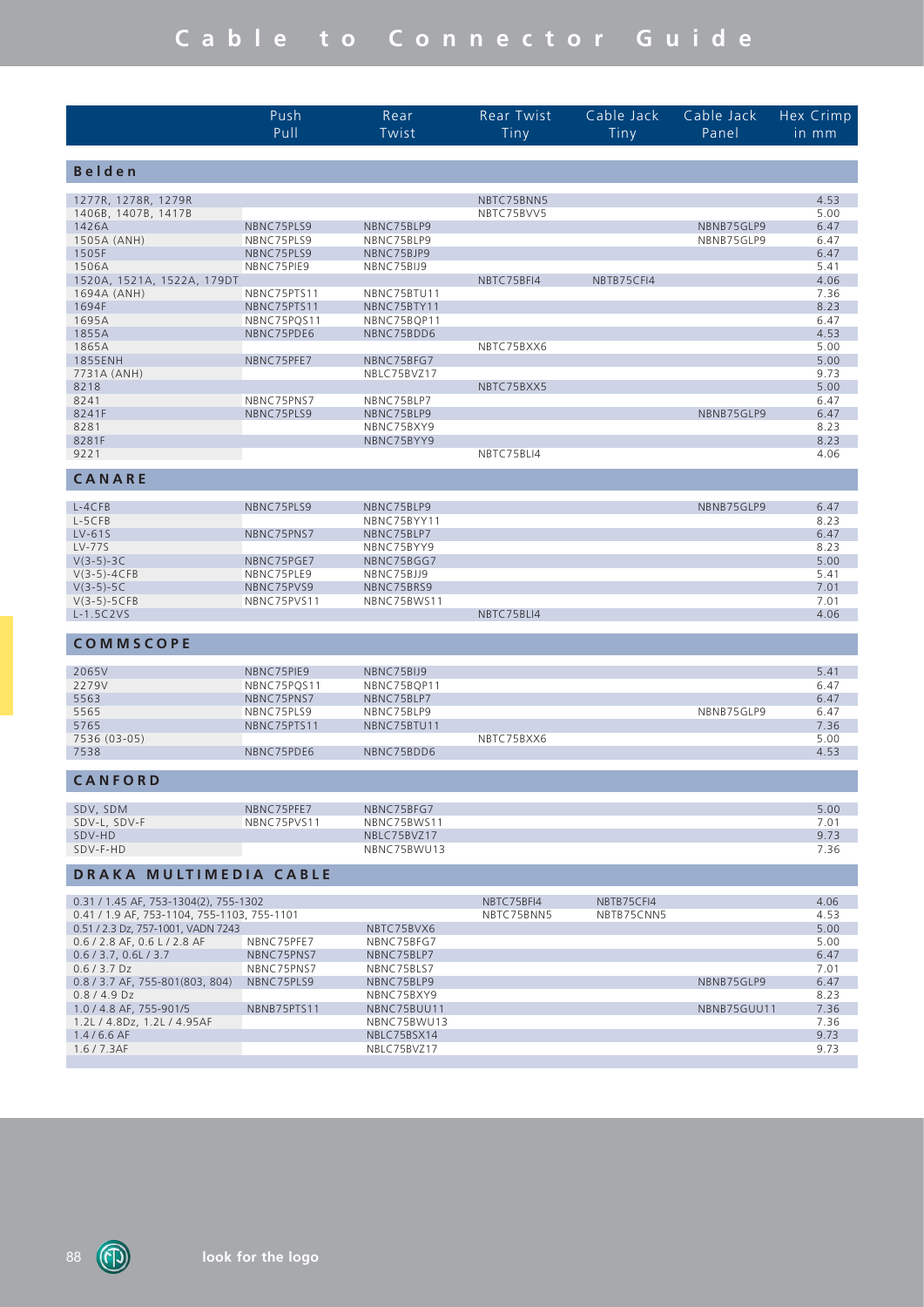# Cable to Connector Guide

| | Push Pull | Rear Twist | Rear Twist Tiny | Cable Jack Tiny | Cable Jack Panel | Hex Crimp in mm |
|---|---|---|---|---|---|---|
| **Belden** | | | | | | |
| 1277R, 1278R, 1279R | | | NBTC75BNN5 | | | 4.53 |
| 1406B, 1407B, 1417B | | | NBTC75BVV5 | | | 5.00 |
| 1426A | NBNC75PLS9 | NBNC75BLP9 | | | NBNB75GLP9 | 6.47 |
| 1505A (ANH) | NBNC75PLS9 | NBNC75BLP9 | | | NBNB75GLP9 | 6.47 |
| 1505F | NBNC75PLS9 | NBNC75BJP9 | | | | 6.47 |
| 1506A | NBNC75PIE9 | NBNC75BIJ9 | | | | 5.41 |
| 1520A, 1521A, 1522A, 179DT | | | NBTC75BFI4 | NBTB75CFI4 | | 4.06 |
| 1694A (ANH) | NBNC75PTS11 | NBNC75BTU11 | | | | 7.36 |
| 1694F | NBNC75PTS11 | NBNC75BTY11 | | | | 8.23 |
| 1695A | NBNC75PQS11 | NBNC75BQP11 | | | | 6.47 |
| 1855A | NBNC75PDE6 | NBNC75BDD6 | | | | 4.53 |
| 1865A | | | NBTC75BXX6 | | | 5.00 |
| 1855ENH | NBNC75PFE7 | NBNC75BFG7 | | | | 5.00 |
| 7731A (ANH) | | NBLC75BVZ17 | | | | 9.73 |
| 8218 | | | NBTC75BXX5 | | | 5.00 |
| 8241 | NBNC75PNS7 | NBNC75BLP7 | | | | 6.47 |
| 8241F | NBNC75PLS9 | NBNC75BLP9 | | | NBNB75GLP9 | 6.47 |
| 8281 | | NBNC75BXY9 | | | | 8.23 |
| 8281F | | NBNC75BYY9 | | | | 8.23 |
| 9221 | | | NBTC75BLI4 | | | 4.06 |
| **CANARE** | | | | | | |
| L-4CFB | NBNC75PLS9 | NBNC75BLP9 | | | NBNB75GLP9 | 6.47 |
| L-5CFB | | NBNC75BYY11 | | | | 8.23 |
| LV-61S | NBNC75PNS7 | NBNC75BLP7 | | | | 6.47 |
| LV-77S | | NBNC75BYY9 | | | | 8.23 |
| V(3-5)-3C | NBNC75PGE7 | NBNC75BGG7 | | | | 5.00 |
| V(3-5)-4CFB | NBNC75PLE9 | NBNC75BJJ9 | | | | 5.41 |
| V(3-5)-5C | NBNC75PVS9 | NBNC75BRS9 | | | | 7.01 |
| V(3-5)-5CFB | NBNC75PVS11 | NBNC75BWS11 | | | | 7.01 |
| L-1.5C2VS | | | NBTC75BLI4 | | | 4.06 |
| **COMMSCOPE** | | | | | | |
| 2065V | NBNC75PIE9 | NBNC75BIJ9 | | | | 5.41 |
| 2279V | NBNC75PQS11 | NBNC75BQP11 | | | | 6.47 |
| 5563 | NBNC75PNS7 | NBNC75BLP7 | | | | 6.47 |
| 5565 | NBNC75PLS9 | NBNC75BLP9 | | | NBNB75GLP9 | 6.47 |
| 5765 | NBNC75PTS11 | NBNC75BTU11 | | | | 7.36 |
| 7536 (03-05) | | | NBTC75BXX6 | | | 5.00 |
| 7538 | NBNC75PDE6 | NBNC75BDD6 | | | | 4.53 |
| **CANFORD** | | | | | | |
| SDV, SDM | NBNC75PFE7 | NBNC75BFG7 | | | | 5.00 |
| SDV-L, SDV-F | NBNC75PVS11 | NBNC75BWS11 | | | | 7.01 |
| SDV-HD | | NBLC75BVZ17 | | | | 9.73 |
| SDV-F-HD | | NBNC75BWU13 | | | | 7.36 |
| **DRAKA MULTIMEDIA CABLE** | | | | | | |
| 0.31 / 1.45 AF, 753-1304(2), 755-1302 | | | NBTC75BFI4 | NBTB75CFI4 | | 4.06 |
| 0.41 / 1.9 AF, 753-1104, 755-1103, 755-1101 | | | NBTC75BNN5 | NBTB75CNN5 | | 4.53 |
| 0.51 / 2.3 Dz, 757-1001, VADN 7243 | | NBTC75BVX6 | | | | 5.00 |
| 0.6 / 2.8 AF, 0.6 L / 2.8 AF | NBNC75PFE7 | NBNC75BFG7 | | | | 5.00 |
| 0.6 / 3.7, 0.6L / 3.7 | NBNC75PNS7 | NBNC75BLP7 | | | | 6.47 |
| 0.6 / 3.7 Dz | NBNC75PNS7 | NBNC75BLS7 | | | | 7.01 |
| 0.8 / 3.7 AF, 755-801(803, 804) | NBNC75PLS9 | NBNC75BLP9 | | | NBNB75GLP9 | 6.47 |
| 0.8 / 4.9 Dz | | NBNC75BXY9 | | | | 8.23 |
| 1.0 / 4.8 AF, 755-901/5 | NBNB75PTS11 | NBNC75BUU11 | | | NBNB75GUU11 | 7.36 |
| 1.2L / 4.8Dz, 1.2L / 4.95AF | | NBNC75BWU13 | | | | 7.36 |
| 1.4 / 6.6 AF | | NBLC75BSX14 | | | | 9.73 |
| 1.6 / 7.3AF | | NBLC75BVZ17 | | | | 9.73 |

look for the logo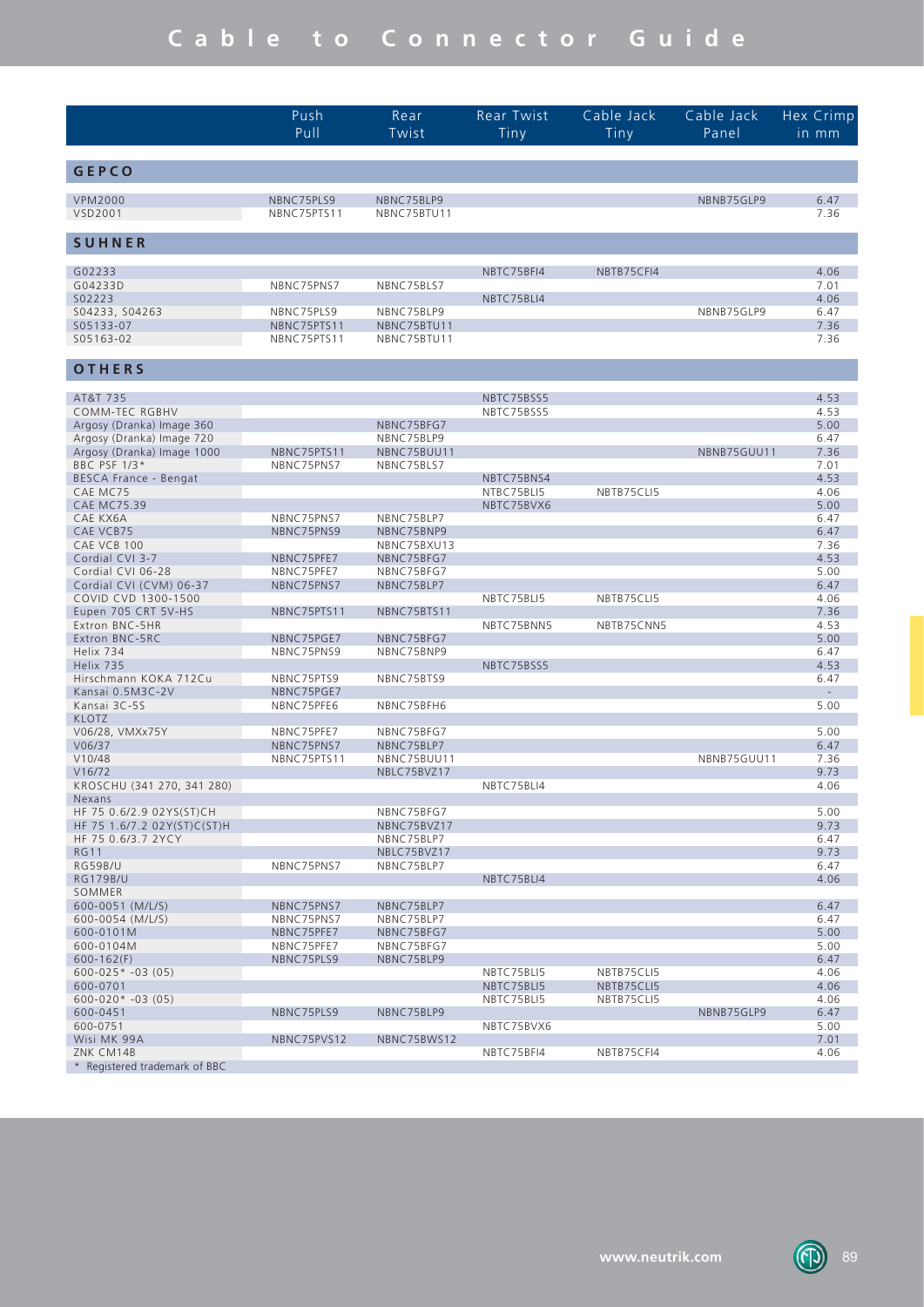# Cable to Connector Guide

| | Push Pull | Rear Twist | Rear Twist Tiny | Cable Jack Tiny | Cable Jack Panel | Hex Crimp in mm |
|---|---|---|---|---|---|---|
| **GEPCO** | | | | | | |
| VPM2000 | NBNC75PLS9 | NBNC75BLP9 | | | NBNB75GLP9 | 6.47 |
| VSD2001 | NBNC75PTS11 | NBNC75BTU11 | | | | 7.36 |
| **SUHNER** | | | | | | |
| G02233 | | | NBTC75BFI4 | NBTB75CFI4 | | 4.06 |
| G04233D | NBNC75PNS7 | NBNC75BLS7 | | | | 7.01 |
| S02223 | | | NBTC75BLI4 | | | 4.06 |
| S04233, S04263 | NBNC75PLS9 | NBNC75BLP9 | | | NBNB75GLP9 | 6.47 |
| S05133-07 | NBNC75PTS11 | NBNC75BTU11 | | | | 7.36 |
| S05163-02 | NBNC75PTS11 | NBNC75BTU11 | | | | 7.36 |
| **OTHERS** | | | | | | |
| AT&T 735 | | | NBTC75BSS5 | | | 4.53 |
| COMM-TEC RGBHV | | | NBTC75BSS5 | | | 4.53 |
| Argosy (Dranka) Image 360 | | NBNC75BFG7 | | | | 5.00 |
| Argosy (Dranka) Image 720 | | NBNC75BLP9 | | | | 6.47 |
| Argosy (Dranka) Image 1000 | NBNC75PTS11 | NBNC75BUU11 | | | NBNB75GUU11 | 7.36 |
| BBC PSF 1/3* | NBNC75PNS7 | NBNC75BLS7 | | | | 7.01 |
| BESCA France - Bengat | | | NBTC75BNS4 | | | 4.53 |
| CAE MC75 | | | NTBC75BLI5 | NBTB75CLI5 | | 4.06 |
| CAE MC75.39 | | | NBTC75BVX6 | | | 5.00 |
| CAE KX6A | NBNC75PNS7 | NBNC75BLP7 | | | | 6.47 |
| CAE VCB75 | NBNC75PNS9 | NBNC75BNP9 | | | | 6.47 |
| CAE VCB 100 | | NBNC75BXU13 | | | | 7.36 |
| Cordial CVI 3-7 | NBNC75PFE7 | NBNC75BFG7 | | | | 4.53 |
| Cordial CVI 06-28 | NBNC75PFE7 | NBNC75BFG7 | | | | 5.00 |
| Cordial CVI (CVM) 06-37 | NBNC75PNS7 | NBNC75BLP7 | | | | 6.47 |
| COVID CVD 1300-1500 | | | NBTC75BLI5 | NBTB75CLI5 | | 4.06 |
| Eupen 705 CRT 5V-HS | NBNC75PTS11 | NBNC75BTS11 | | | | 7.36 |
| Extron BNC-5HR | | | NBTC75BNN5 | NBTB75CNN5 | | 4.53 |
| Extron BNC-5RC | NBNC75PGE7 | NBNC75BFG7 | | | | 5.00 |
| Helix 734 | NBNC75PNS9 | NBNC75BNP9 | | | | 6.47 |
| Helix 735 | | | NBTC75BSS5 | | | 4.53 |
| Hirschmann KOKA 712Cu | NBNC75PTS9 | NBNC75BTS9 | | | | 6.47 |
| Kansai 0.5M3C-2V | NBNC75PGE7 | | | | | - |
| Kansai 3C-5S | NBNC75PFE6 | NBNC75BFH6 | | | | 5.00 |
| KLOTZ | | | | | | |
| V06/28, VMXx75Y | NBNC75PFE7 | NBNC75BFG7 | | | | 5.00 |
| V06/37 | NBNC75PNS7 | NBNC75BLP7 | | | | 6.47 |
| V10/48 | NBNC75PTS11 | NBNC75BUU11 | | | NBNB75GUU11 | 7.36 |
| V16/72 | | NBLC75BVZ17 | | | | 9.73 |
| KROSCHU (341 270, 341 280) | | | NBTC75BLI4 | | | 4.06 |
| Nexans | | | | | | |
| HF 75 0.6/2.9 02YS(ST)CH | | NBNC75BFG7 | | | | 5.00 |
| HF 75 1.6/7.2 02Y(ST)C(ST)H | | NBNC75BVZ17 | | | | 9.73 |
| HF 75 0.6/3.7 2YCY | | NBNC75BLP7 | | | | 6.47 |
| RG11 | | NBLC75BVZ17 | | | | 9.73 |
| RG59B/U | NBNC75PNS7 | NBNC75BLP7 | | | | 6.47 |
| RG179B/U | | | NBTC75BLI4 | | | 4.06 |
| SOMMER | | | | | | |
| 600-0051 (M/L/S) | NBNC75PNS7 | NBNC75BLP7 | | | | 6.47 |
| 600-0054 (M/L/S) | NBNC75PNS7 | NBNC75BLP7 | | | | 6.47 |
| 600-0101M | NBNC75PFE7 | NBNC75BFG7 | | | | 5.00 |
| 600-0104M | NBNC75PFE7 | NBNC75BFG7 | | | | 5.00 |
| 600-162(F) | NBNC75PLS9 | NBNC75BLP9 | | | | 6.47 |
| 600-025* -03 (05) | | | NBTC75BLI5 | NBTB75CLI5 | | 4.06 |
| 600-0701 | | | NBTC75BLI5 | NBTB75CLI5 | | 4.06 |
| 600-020* -03 (05) | | | NBTC75BLI5 | NBTB75CLI5 | | 4.06 |
| 600-0451 | NBNC75PLS9 | NBNC75BLP9 | | | NBNB75GLP9 | 6.47 |
| 600-0751 | | | NBTC75BVX6 | | | 5.00 |
| Wisi MK 99A | NBNC75PVS12 | NBNC75BWS12 | | | | 7.01 |
| ZNK CM14B | | | NBTC75BFI4 | NBTB75CFI4 | | 4.06 |

* Registered trademark of BBC

www.neutrik.com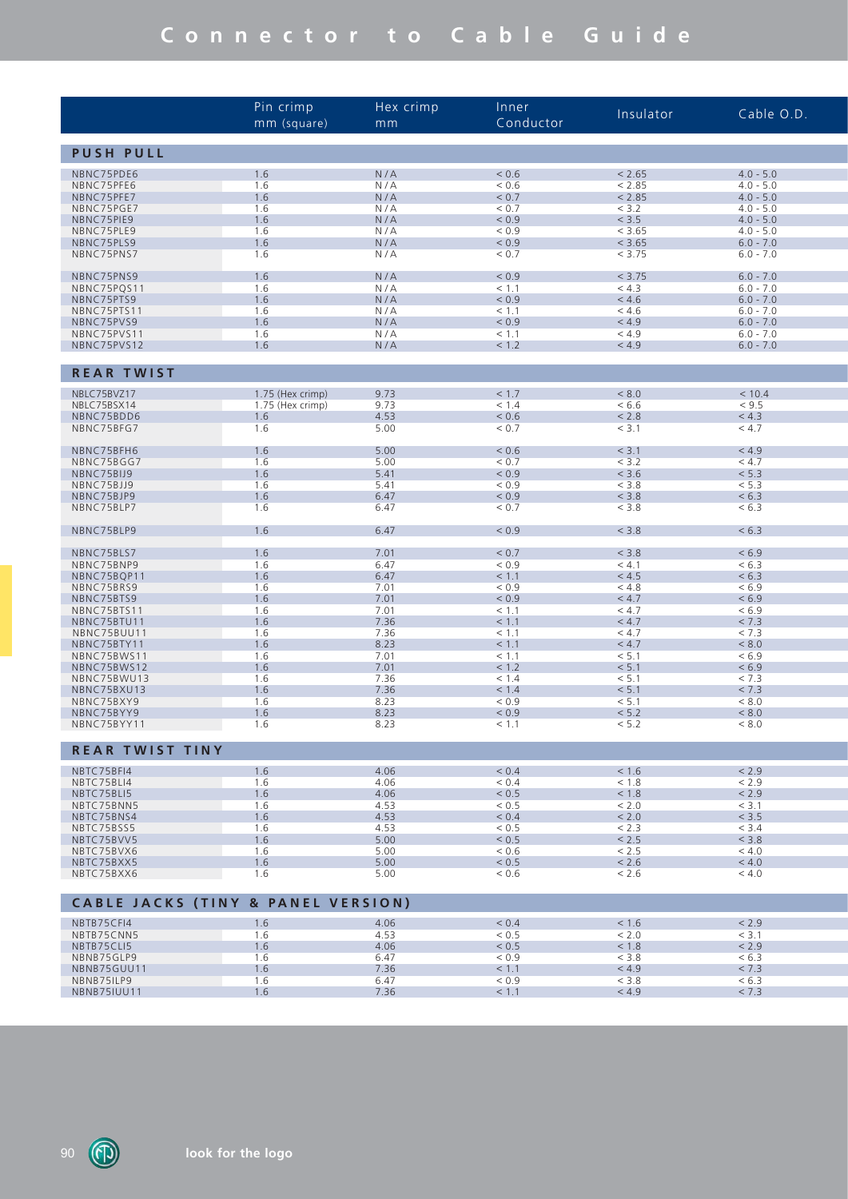# Connector to Cable Guide

| | Pin crimp mm (square) | Hex crimp mm | Inner Conductor | Insulator | Cable O.D. |
|---|---|---|---|---|---|
| **PUSH PULL** | | | | | |
| NBNC75PDE6 | 1.6 | N/A | < 0.6 | < 2.65 | 4.0 - 5.0 |
| NBNC75PFE6 | 1.6 | N/A | < 0.6 | < 2.85 | 4.0 - 5.0 |
| NBNC75PFE7 | 1.6 | N/A | < 0.7 | < 2.85 | 4.0 - 5.0 |
| NBNC75PGE7 | 1.6 | N/A | < 0.7 | < 3.2 | 4.0 - 5.0 |
| NBNC75PIE9 | 1.6 | N/A | < 0.9 | < 3.5 | 4.0 - 5.0 |
| NBNC75PLE9 | 1.6 | N/A | < 0.9 | < 3.65 | 4.0 - 5.0 |
| NBNC75PLS9 | 1.6 | N/A | < 0.9 | < 3.65 | 6.0 - 7.0 |
| NBNC75PNS7 | 1.6 | N/A | < 0.7 | < 3.75 | 6.0 - 7.0 |
| NBNC75PNS9 | 1.6 | N/A | < 0.9 | < 3.75 | 6.0 - 7.0 |
| NBNC75PQS11 | 1.6 | N/A | < 1.1 | < 4.3 | 6.0 - 7.0 |
| NBNC75PTS9 | 1.6 | N/A | < 0.9 | < 4.6 | 6.0 - 7.0 |
| NBNC75PTS11 | 1.6 | N/A | < 1.1 | < 4.6 | 6.0 - 7.0 |
| NBNC75PVS9 | 1.6 | N/A | < 0.9 | < 4.9 | 6.0 - 7.0 |
| NBNC75PVS11 | 1.6 | N/A | < 1.1 | < 4.9 | 6.0 - 7.0 |
| NBNC75PVS12 | 1.6 | N/A | < 1.2 | < 4.9 | 6.0 - 7.0 |
| **REAR TWIST** | | | | | |
| NBLC75BVZ17 | 1.75 (Hex crimp) | 9.73 | < 1.7 | < 8.0 | < 10.4 |
| NBLC75BSX14 | 1.75 (Hex crimp) | 9.73 | < 1.4 | < 6.6 | < 9.5 |
| NBNC75BDD6 | 1.6 | 4.53 | < 0.6 | < 2.8 | < 4.3 |
| NBNC75BFG7 | 1.6 | 5.00 | < 0.7 | < 3.1 | < 4.7 |
| NBNC75BFH6 | 1.6 | 5.00 | < 0.6 | < 3.1 | < 4.9 |
| NBNC75BGG7 | 1.6 | 5.00 | < 0.7 | < 3.2 | < 4.7 |
| NBNC75BIJ9 | 1.6 | 5.41 | < 0.9 | < 3.6 | < 5.3 |
| NBNC75BJJ9 | 1.6 | 5.41 | < 0.9 | < 3.8 | < 5.3 |
| NBNC75BJP9 | 1.6 | 6.47 | < 0.9 | < 3.8 | < 6.3 |
| NBNC75BLP7 | 1.6 | 6.47 | < 0.7 | < 3.8 | < 6.3 |
| NBNC75BLP9 | 1.6 | 6.47 | < 0.9 | < 3.8 | < 6.3 |
| NBNC75BLS7 | 1.6 | 7.01 | < 0.7 | < 3.8 | < 6.9 |
| NBNC75BNP9 | 1.6 | 6.47 | < 0.9 | < 4.1 | < 6.3 |
| NBNC75BQP11 | 1.6 | 6.47 | < 1.1 | < 4.5 | < 6.3 |
| NBNC75BRS9 | 1.6 | 7.01 | < 0.9 | < 4.8 | < 6.9 |
| NBNC75BTS9 | 1.6 | 7.01 | < 0.9 | < 4.7 | < 6.9 |
| NBNC75BTS11 | 1.6 | 7.01 | < 1.1 | < 4.7 | < 6.9 |
| NBNC75BTU11 | 1.6 | 7.36 | < 1.1 | < 4.7 | < 7.3 |
| NBNC75BUU11 | 1.6 | 7.36 | < 1.1 | < 4.7 | < 7.3 |
| NBNC75BTY11 | 1.6 | 8.23 | < 1.1 | < 4.7 | < 8.0 |
| NBNC75BWS11 | 1.6 | 7.01 | < 1.1 | < 5.1 | < 6.9 |
| NBNC75BWS12 | 1.6 | 7.01 | < 1.2 | < 5.1 | < 6.9 |
| NBNC75BWU13 | 1.6 | 7.36 | < 1.4 | < 5.1 | < 7.3 |
| NBNC75BXU13 | 1.6 | 7.36 | < 1.4 | < 5.1 | < 7.3 |
| NBNC75BXY9 | 1.6 | 8.23 | < 0.9 | < 5.1 | < 8.0 |
| NBNC75BYY9 | 1.6 | 8.23 | < 0.9 | < 5.2 | < 8.0 |
| NBNC75BYY11 | 1.6 | 8.23 | < 1.1 | < 5.2 | < 8.0 |
| **REAR TWIST TINY** | | | | | |
| NBTC75BFI4 | 1.6 | 4.06 | < 0.4 | < 1.6 | < 2.9 |
| NBTC75BLI4 | 1.6 | 4.06 | < 0.4 | < 1.8 | < 2.9 |
| NBTC75BLI5 | 1.6 | 4.06 | < 0.5 | < 1.8 | < 2.9 |
| NBTC75BNN5 | 1.6 | 4.53 | < 0.5 | < 2.0 | < 3.1 |
| NBTC75BNS4 | 1.6 | 4.53 | < 0.4 | < 2.0 | < 3.5 |
| NBTC75BSS5 | 1.6 | 4.53 | < 0.5 | < 2.3 | < 3.4 |
| NBTC75BVV5 | 1.6 | 5.00 | < 0.5 | < 2.5 | < 3.8 |
| NBTC75BVX6 | 1.6 | 5.00 | < 0.6 | < 2.5 | < 4.0 |
| NBTC75BXX5 | 1.6 | 5.00 | < 0.5 | < 2.6 | < 4.0 |
| NBTC75BXX6 | 1.6 | 5.00 | < 0.6 | < 2.6 | < 4.0 |
| **CABLE JACKS (TINY & PANEL VERSION)** | | | | | |
| NBTB75CFI4 | 1.6 | 4.06 | < 0.4 | < 1.6 | < 2.9 |
| NBTB75CNN5 | 1.6 | 4.53 | < 0.5 | < 2.0 | < 3.1 |
| NBTB75CLI5 | 1.6 | 4.06 | < 0.5 | < 1.8 | < 2.9 |
| NBNB75GLP9 | 1.6 | 6.47 | < 0.9 | < 3.8 | < 6.3 |
| NBNB75GUU11 | 1.6 | 7.36 | < 1.1 | < 4.9 | < 7.3 |
| NBNB75ILP9 | 1.6 | 6.47 | < 0.9 | < 3.8 | < 6.3 |
| NBNB75IUU11 | 1.6 | 7.36 | < 1.1 | < 4.9 | < 7.3 |

look for the logo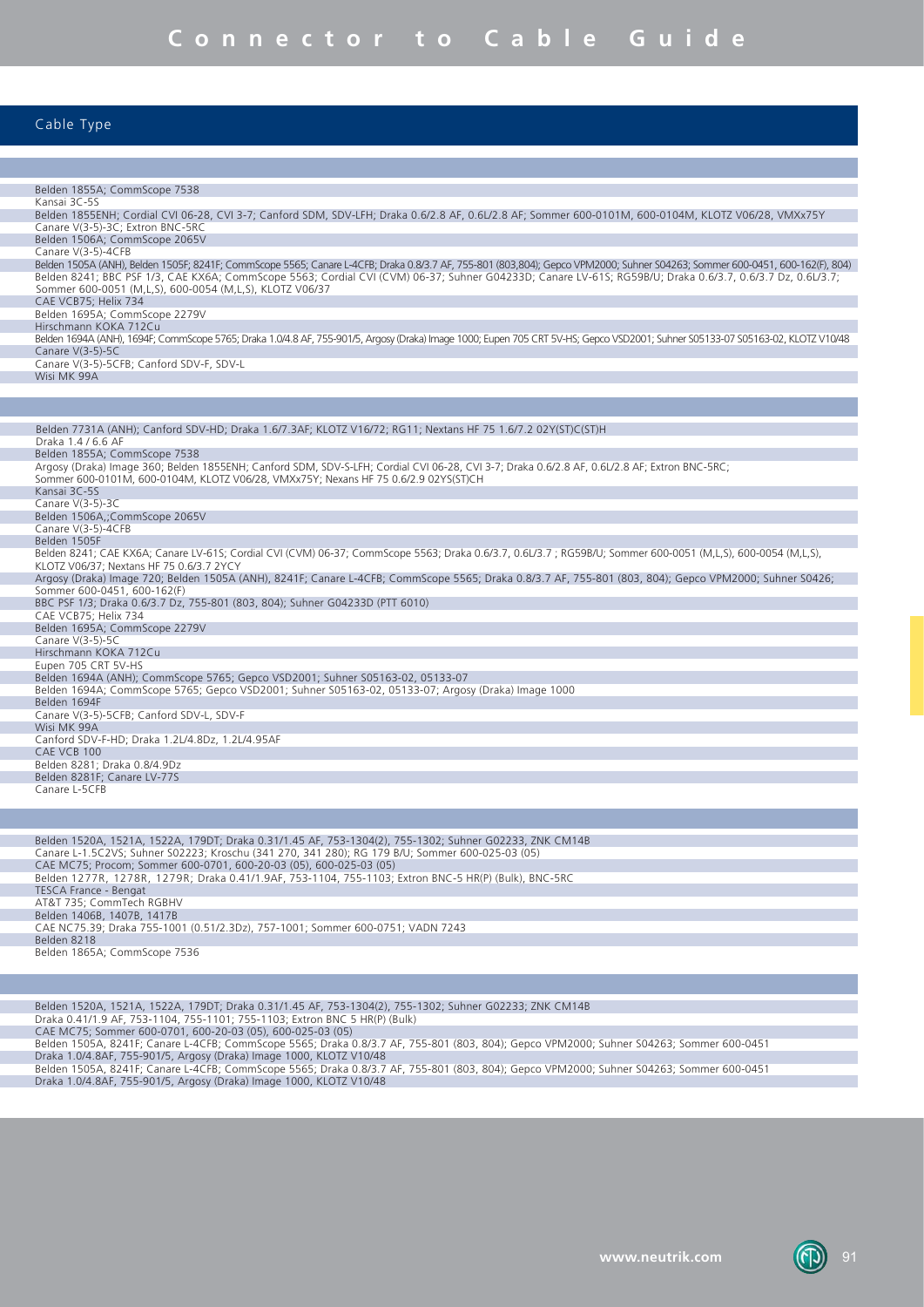# Connector to Cable Guide

| Cable Type |
| --- |
| |
| Belden 1855A; CommScope 7538 |
| Kansai 3C-5S |
| Belden 1855ENH; Cordial CVI 06-28, CVI 3-7; Canford SDM, SDV-LFH; Draka 0.6/2.8 AF, 0.6L/2.8 AF; Sommer 600-0101M, 600-0104M, KLOTZ V06/28, VMXx75Y |
| Canare V(3-5)-3C; Extron BNC-5RC |
| Belden 1506A; CommScope 2065V |
| Canare V(3-5)-4CFB |
| Belden 1505A (ANH), Belden 1505F; 8241F; CommScope 5565; Canare L-4CFB; Draka 0.8/3.7 AF, 755-801 (803,804); Gepco VPM2000; Suhner S04263; Sommer 600-0451, 600-162(F), 804) |
| Belden 8241; BBC PSF 1/3, CAE KX6A; CommScope 5563; Cordial CVI (CVM) 06-37; Suhner G04233D; Canare LV-61S; RG59B/U; Draka 0.6/3.7, 0.6/3.7 Dz, 0.6L/3.7; Sommer 600-0051 (M,L,S), 600-0054 (M,L,S), KLOTZ V06/37 |
| CAE VCB75; Helix 734 |
| Belden 1695A; CommScope 2279V |
| Hirschmann KOKA 712Cu |
| Belden 1694A (ANH), 1694F; CommScope 5765; Draka 1.0/4.8 AF, 755-901/5, Argosy (Draka) Image 1000; Eupen 705 CRT 5V-HS; Gepco VSD2001; Suhner S05133-07 S05163-02, KLOTZ V10/48 |
| Canare V(3-5)-5C |
| Canare V(3-5)-5CFB; Canford SDV-F, SDV-L |
| Wisi MK 99A |
| |
| Belden 7731A (ANH); Canford SDV-HD; Draka 1.6/7.3AF; KLOTZ V16/72; RG11; Nextans HF 75 1.6/7.2 02Y(ST)C(ST)H |
| Draka 1.4 / 6.6 AF |
| Belden 1855A; CommScope 7538 |
| Argosy (Draka) Image 360; Belden 1855ENH; Canford SDM, SDV-S-LFH; Cordial CVI 06-28, CVI 3-7; Draka 0.6/2.8 AF, 0.6L/2.8 AF; Extron BNC-5RC; Sommer 600-0101M, 600-0104M, KLOTZ V06/28, VMXx75Y; Nexans HF 75 0.6/2.9 02YS(ST)CH |
| Kansai 3C-5S |
| Canare V(3-5)-3C |
| Belden 1506A,;CommScope 2065V |
| Canare V(3-5)-4CFB |
| Belden 1505F |
| Belden 8241; CAE KX6A; Canare LV-61S; Cordial CVI (CVM) 06-37; CommScope 5563; Draka 0.6/3.7, 0.6L/3.7 ; RG59B/U; Sommer 600-0051 (M,L,S), 600-0054 (M,L,S), KLOTZ V06/37; Nextans HF 75 0.6/3.7 2YCY |
| Argosy (Draka) Image 720; Belden 1505A (ANH), 8241F; Canare L-4CFB; CommScope 5565; Draka 0.8/3.7 AF, 755-801 (803, 804); Gepco VPM2000; Suhner S0426; Sommer 600-0451, 600-162(F) |
| BBC PSF 1/3; Draka 0.6/3.7 Dz, 755-801 (803, 804); Suhner G04233D (PTT 6010) |
| CAE VCB75; Helix 734 |
| Belden 1695A; CommScope 2279V |
| Canare V(3-5)-5C |
| Hirschmann KOKA 712Cu |
| Eupen 705 CRT 5V-HS |
| Belden 1694A (ANH); CommScope 5765; Gepco VSD2001; Suhner S05163-02, 05133-07 |
| Belden 1694A; CommScope 5765; Gepco VSD2001; Suhner S05163-02, 05133-07; Argosy (Draka) Image 1000 |
| Belden 1694F |
| Canare V(3-5)-5CFB; Canford SDV-L, SDV-F |
| Wisi MK 99A |
| Canford SDV-F-HD; Draka 1.2L/4.8Dz, 1.2L/4.95AF |
| CAE VCB 100 |
| Belden 8281; Draka 0.8/4.9Dz |
| Belden 8281F; Canare LV-77S |
| Canare L-5CFB |
| |
| Belden 1520A, 1521A, 1522A, 179DT; Draka 0.31/1.45 AF, 753-1304(2), 755-1302; Suhner G02233, ZNK CM14B |
| Canare L-1.5C2VS; Suhner S02223; Kroschu (341 270, 341 280); RG 179 B/U; Sommer 600-025-03 (05) |
| CAE MC75; Procom; Sommer 600-0701, 600-20-03 (05), 600-025-03 (05) |
| Belden 1277R, 1278R, 1279R; Draka 0.41/1.9AF, 753-1104, 755-1103; Extron BNC-5 HR(P) (Bulk), BNC-5RC |
| TESCA France - Bengat |
| AT&T 735; CommTech RGBHV |
| Belden 1406B, 1407B, 1417B |
| CAE NC75.39; Draka 755-1001 (0.51/2.3Dz), 757-1001; Sommer 600-0751; VADN 7243 |
| Belden 8218 |
| Belden 1865A; CommScope 7536 |
| |
| Belden 1520A, 1521A, 1522A, 179DT; Draka 0.31/1.45 AF, 753-1304(2), 755-1302; Suhner G02233; ZNK CM14B |
| Draka 0.41/1.9 AF, 753-1104, 755-1101; 755-1103; Extron BNC 5 HR(P) (Bulk) |
| CAE MC75; Sommer 600-0701, 600-20-03 (05), 600-025-03 (05) |
| Belden 1505A, 8241F; Canare L-4CFB; CommScope 5565; Draka 0.8/3.7 AF, 755-801 (803, 804); Gepco VPM2000; Suhner S04263; Sommer 600-0451 |
| Draka 1.0/4.8AF, 755-901/5, Argosy (Draka) Image 1000, KLOTZ V10/48 |
| Belden 1505A, 8241F; Canare L-4CFB; CommScope 5565; Draka 0.8/3.7 AF, 755-801 (803, 804); Gepco VPM2000; Suhner S04263; Sommer 600-0451 |
| Draka 1.0/4.8AF, 755-901/5, Argosy (Draka) Image 1000, KLOTZ V10/48 |

www.neutrik.com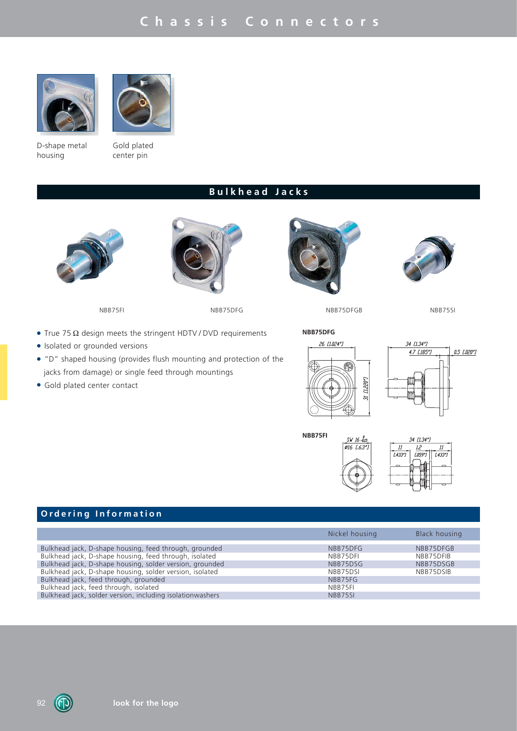# Chassis Connectors

D-shape metal housing

Gold plated center pin

## Bulkhead Jacks

NBB75FI

NBB75DFG

NBB75DFGB

NBB75SI

- True 75 Ω design meets the stringent HDTV / DVD requirements
- Isolated or grounded versions
- "D" shaped housing (provides flush mounting and protection of the jacks from damage) or single feed through mountings
- Gold plated center contact

**NBB75DFG**

26 [1.024"]
31 [1.220"]
34 [1.34"]
4.7 [.185"]
0.5 [.020"]

**NBB75FI**

SW 16 -0.15
ø16 [.63"]
34 [1.34"]
11 [.433"]
1.2 [.059"]
11 [.433"]

## Ordering Information

| | Nickel housing | Black housing |
|---|---|---|
| Bulkhead jack, D-shape housing, feed through, grounded | NBB75DFG | NBB75DFGB |
| Bulkhead jack, D-shape housing, feed through, isolated | NBB75DFI | NBB75DFIB |
| Bulkhead jack, D-shape housing, solder version, grounded | NBB75DSG | NBB75DSGB |
| Bulkhead jack, D-shape housing, solder version, isolated | NBB75DSI | NBB75DSIB |
| Bulkhead jack, feed through, grounded | NBB75FG | |
| Bulkhead jack, feed through, isolated | NBB75FI | |
| Bulkhead jack, solder version, including isolationwashers | NBB75SI | |

look for the logo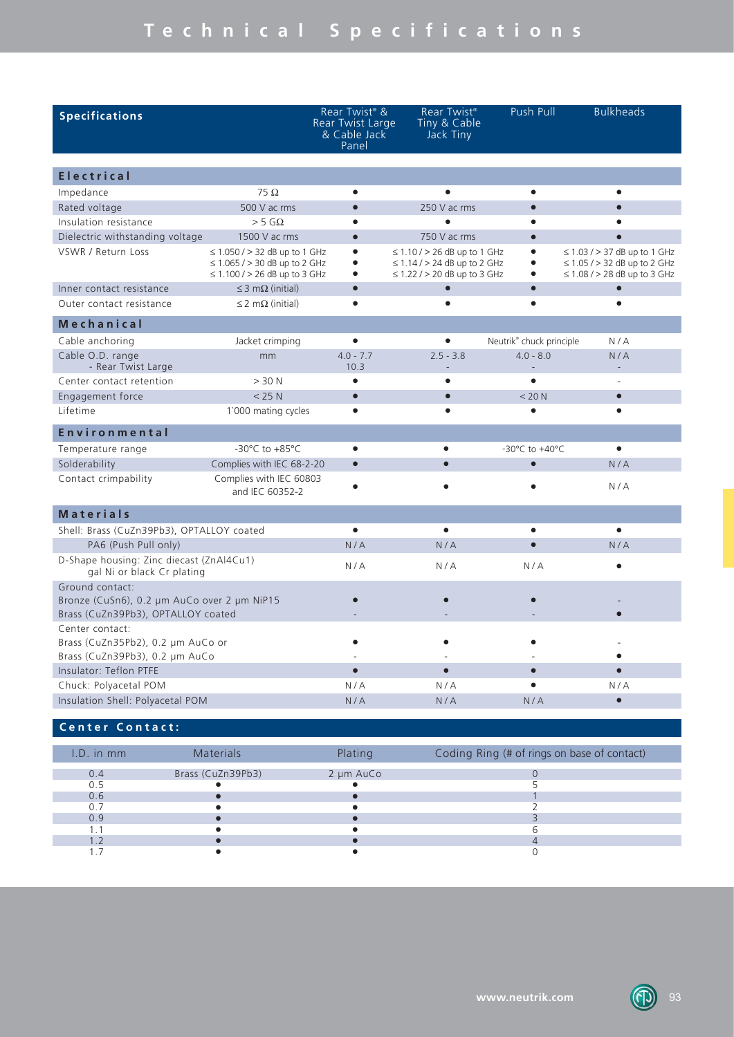# Technical Specifications

| Specifications | | Rear Twist® & Rear Twist Large & Cable Jack Panel | Rear Twist® Tiny & Cable Jack Tiny | Push Pull | Bulkheads |
|---|---|---|---|---|---|
| **Electrical** | | | | | |
| Impedance | 75 Ω | ● | ● | ● | ● |
| Rated voltage | 500 V ac rms | ● | 250 V ac rms | ● | ● |
| Insulation resistance | > 5 GΩ | ● | ● | ● | ● |
| Dielectric withstanding voltage | 1500 V ac rms | ● | 750 V ac rms | ● | ● |
| VSWR / Return Loss | ≤ 1.050 / > 32 dB up to 1 GHz<br>≤ 1.065 / > 30 dB up to 2 GHz<br>≤ 1.100 / > 26 dB up to 3 GHz | ●<br>●<br>● | ≤ 1.10 / > 26 dB up to 1 GHz<br>≤ 1.14 / > 24 dB up to 2 GHz<br>≤ 1.22 / > 20 dB up to 3 GHz | ●<br>●<br>● | ≤ 1.03 / > 37 dB up to 1 GHz<br>≤ 1.05 / > 32 dB up to 2 GHz<br>≤ 1.08 / > 28 dB up to 3 GHz |
| Inner contact resistance | ≤ 3 mΩ (initial) | ● | ● | ● | ● |
| Outer contact resistance | ≤ 2 mΩ (initial) | ● | ● | ● | ● |
| **Mechanical** | | | | | |
| Cable anchoring | Jacket crimping | ● | ● | Neutrik® chuck principle | N/A |
| Cable O.D. range<br>- Rear Twist Large | mm | 4.0 - 7.7<br>10.3 | 2.5 - 3.8<br>- | 4.0 - 8.0<br>- | N/A<br>- |
| Center contact retention | > 30 N | ● | ● | ● | - |
| Engagement force | < 25 N | ● | ● | < 20 N | ● |
| Lifetime | 1`000 mating cycles | ● | ● | ● | ● |
| **Environmental** | | | | | |
| Temperature range | -30°C to +85°C | ● | ● | -30°C to +40°C | ● |
| Solderability | Complies with IEC 68-2-20 | ● | ● | ● | N/A |
| Contact crimpability | Complies with IEC 60803 and IEC 60352-2 | ● | ● | ● | N/A |
| **Materials** | | | | | |
| Shell: Brass (CuZn39Pb3), OPTALLOY coated | | ● | ● | ● | ● |
| PA6 (Push Pull only) | | N/A | N/A | ● | N/A |
| D-Shape housing: Zinc diecast (ZnAl4Cu1) gal Ni or black Cr plating | | N/A | N/A | N/A | ● |
| Ground contact:<br>Bronze (CuSn6), 0.2 µm AuCo over 2 µm NiP15<br>Brass (CuZn39Pb3), OPTALLOY coated | | <br>●<br>- | <br>●<br>- | <br>●<br>- | <br>-<br>● |
| Center contact:<br>Brass (CuZn35Pb2), 0.2 µm AuCo or<br>Brass (CuZn39Pb3), 0.2 µm AuCo | | <br>●<br>- | <br>●<br>- | <br>●<br>- | <br>-<br>● |
| Insulator: Teflon PTFE | | ● | ● | ● | ● |
| Chuck: Polyacetal POM | | N/A | N/A | ● | N/A |
| Insulation Shell: Polyacetal POM | | N/A | N/A | N/A | ● |

## Center Contact:

| I.D. in mm | Materials | Plating | Coding Ring (# of rings on base of contact) |
|---|---|---|---|
| 0.4 | Brass (CuZn39Pb3) | 2 µm AuCo | 0 |
| 0.5 | ● | ● | 5 |
| 0.6 | ● | ● | 1 |
| 0.7 | ● | ● | 2 |
| 0.9 | ● | ● | 3 |
| 1.1 | ● | ● | 6 |
| 1.2 | ● | ● | 4 |
| 1.7 | ● | ● | 0 |

www.neutrik.com